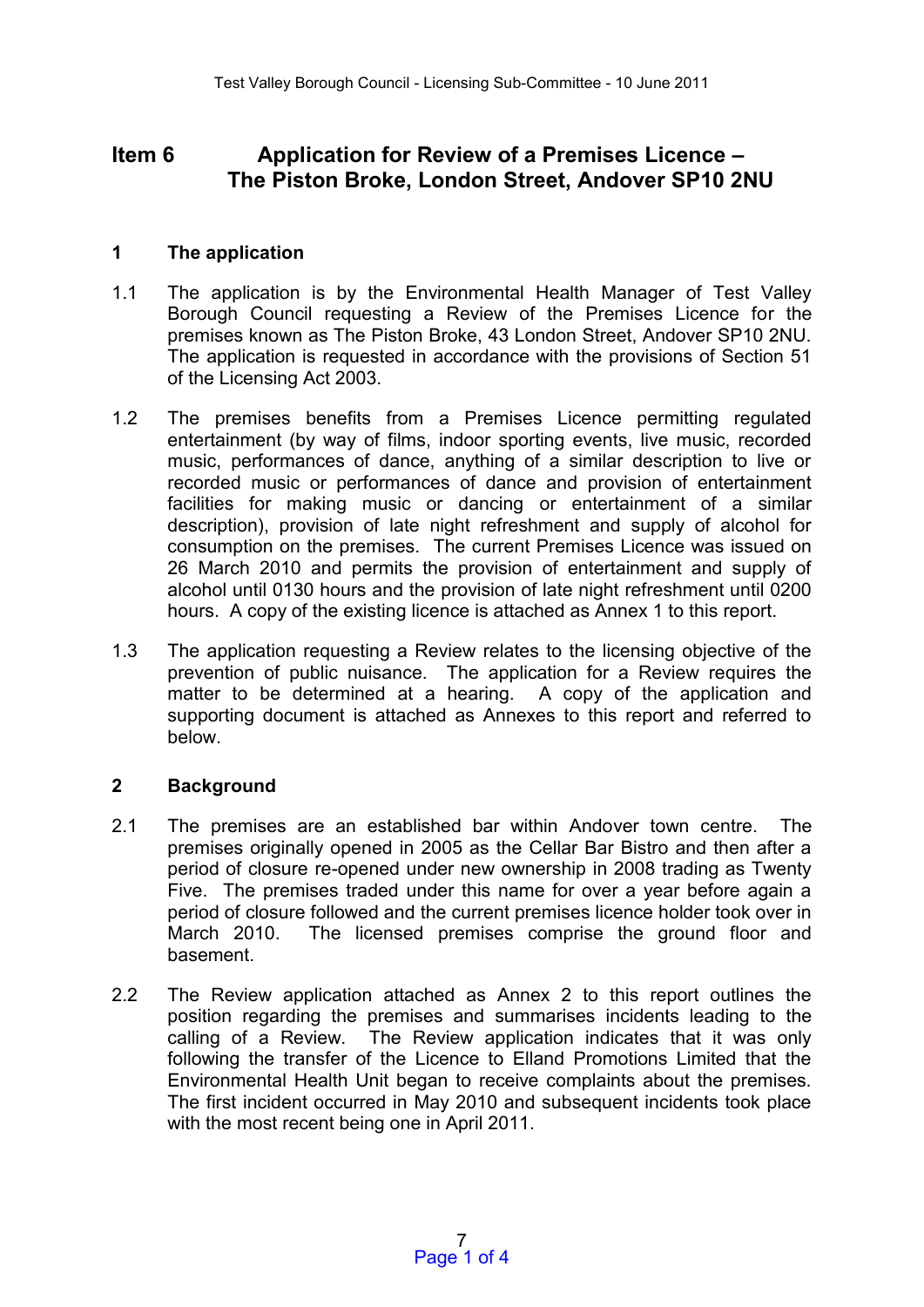# Item 6 Application for Review of a Premises Licence – The Piston Broke, London Street, Andover SP10 2NU

## 1 The application

1.1 The application is by the Environmental Health Manager of Test Valley Borough Council requesting a Review of the Premises Licence for the premises known as The Piston Broke, 43 London Street, Andover SP10 2NU. The application is requested in accordance with the provisions of Section 51 of the Licensing Act 2003.

1.2 The premises benefits from a Premises Licence permitting regulated entertainment (by way of films, indoor sporting events, live music, recorded music, performances of dance, anything of a similar description to live or recorded music or performances of dance and provision of entertainment facilities for making music or dancing or entertainment of a similar description), provision of late night refreshment and supply of alcohol for consumption on the premises. The current Premises Licence was issued on 26 March 2010 and permits the provision of entertainment and supply of alcohol until 0130 hours and the provision of late night refreshment until 0200 hours. A copy of the existing licence is attached as Annex 1 to this report.

1.3 The application requesting a Review relates to the licensing objective of the prevention of public nuisance. The application for a Review requires the matter to be determined at a hearing. A copy of the application and supporting document is attached as Annexes to this report and referred to below.

## 2 Background

2.1 The premises are an established bar within Andover town centre. The premises originally opened in 2005 as the Cellar Bar Bistro and then after a period of closure re-opened under new ownership in 2008 trading as Twenty Five. The premises traded under this name for over a year before again a period of closure followed and the current premises licence holder took over in March 2010. The licensed premises comprise the ground floor and basement.

2.2 The Review application attached as Annex 2 to this report outlines the position regarding the premises and summarises incidents leading to the calling of a Review. The Review application indicates that it was only following the transfer of the Licence to Elland Promotions Limited that the Environmental Health Unit began to receive complaints about the premises. The first incident occurred in May 2010 and subsequent incidents took place with the most recent being one in April 2011.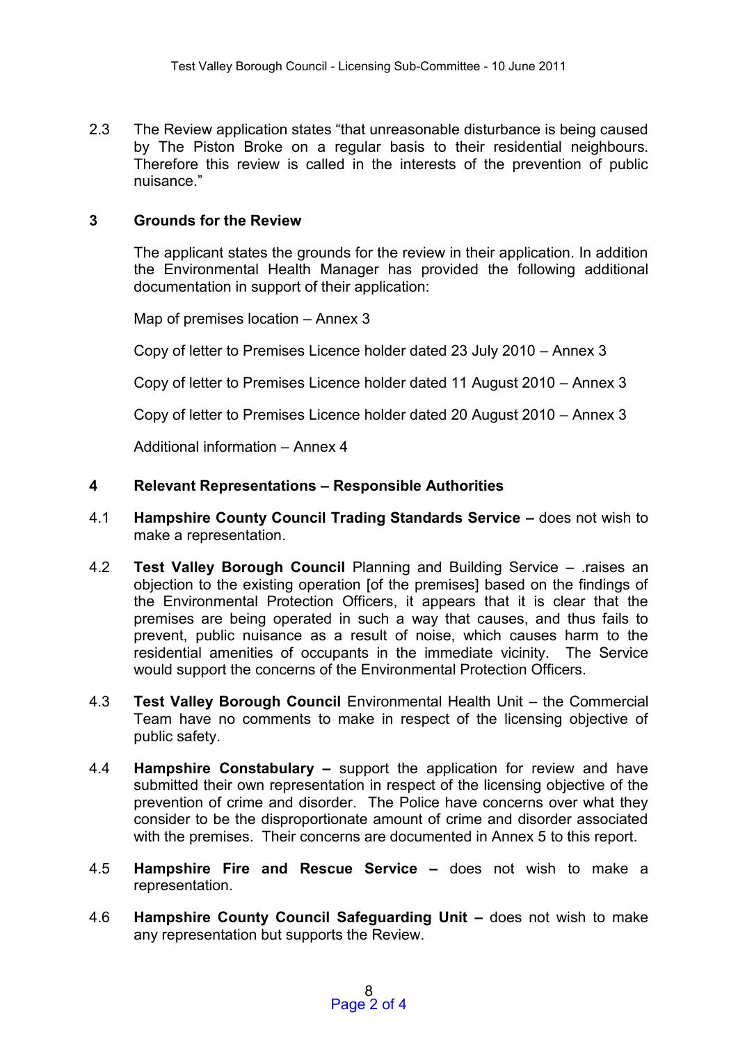2.3 The Review application states "that unreasonable disturbance is being caused by The Piston Broke on a regular basis to their residential neighbours. Therefore this review is called in the interests of the prevention of public nuisance."

## 3 Grounds for the Review

The applicant states the grounds for the review in their application. In addition the Environmental Health Manager has provided the following additional documentation in support of their application:

Map of premises location – Annex 3

Copy of letter to Premises Licence holder dated 23 July 2010 – Annex 3

Copy of letter to Premises Licence holder dated 11 August 2010 – Annex 3

Copy of letter to Premises Licence holder dated 20 August 2010 – Annex 3

Additional information – Annex 4

## 4 Relevant Representations – Responsible Authorities

4.1 **Hampshire County Council Trading Standards Service –** does not wish to make a representation.

4.2 **Test Valley Borough Council** Planning and Building Service – .raises an objection to the existing operation [of the premises] based on the findings of the Environmental Protection Officers, it appears that it is clear that the premises are being operated in such a way that causes, and thus fails to prevent, public nuisance as a result of noise, which causes harm to the residential amenities of occupants in the immediate vicinity. The Service would support the concerns of the Environmental Protection Officers.

4.3 **Test Valley Borough Council** Environmental Health Unit – the Commercial Team have no comments to make in respect of the licensing objective of public safety.

4.4 **Hampshire Constabulary –** support the application for review and have submitted their own representation in respect of the licensing objective of the prevention of crime and disorder. The Police have concerns over what they consider to be the disproportionate amount of crime and disorder associated with the premises. Their concerns are documented in Annex 5 to this report.

4.5 **Hampshire Fire and Rescue Service –** does not wish to make a representation.

4.6 **Hampshire County Council Safeguarding Unit –** does not wish to make any representation but supports the Review.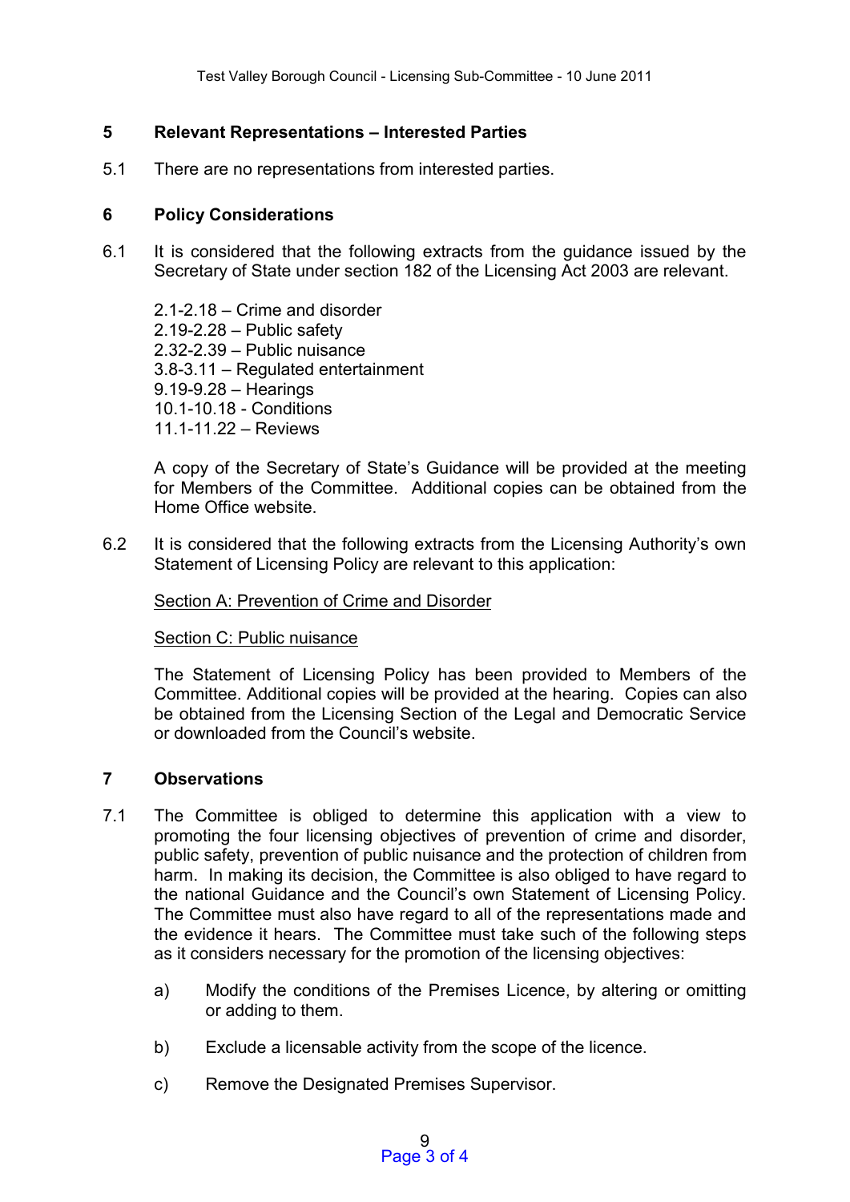## 5 Relevant Representations – Interested Parties

5.1 There are no representations from interested parties.

## 6 Policy Considerations

6.1 It is considered that the following extracts from the guidance issued by the Secretary of State under section 182 of the Licensing Act 2003 are relevant.

2.1-2.18 – Crime and disorder
2.19-2.28 – Public safety
2.32-2.39 – Public nuisance
3.8-3.11 – Regulated entertainment
9.19-9.28 – Hearings
10.1-10.18 - Conditions
11.1-11.22 – Reviews

A copy of the Secretary of State's Guidance will be provided at the meeting for Members of the Committee. Additional copies can be obtained from the Home Office website.

6.2 It is considered that the following extracts from the Licensing Authority's own Statement of Licensing Policy are relevant to this application:

<u>Section A: Prevention of Crime and Disorder</u>

<u>Section C: Public nuisance</u>

The Statement of Licensing Policy has been provided to Members of the Committee. Additional copies will be provided at the hearing. Copies can also be obtained from the Licensing Section of the Legal and Democratic Service or downloaded from the Council's website.

## 7 Observations

7.1 The Committee is obliged to determine this application with a view to promoting the four licensing objectives of prevention of crime and disorder, public safety, prevention of public nuisance and the protection of children from harm. In making its decision, the Committee is also obliged to have regard to the national Guidance and the Council's own Statement of Licensing Policy. The Committee must also have regard to all of the representations made and the evidence it hears. The Committee must take such of the following steps as it considers necessary for the promotion of the licensing objectives:

a) Modify the conditions of the Premises Licence, by altering or omitting or adding to them.

b) Exclude a licensable activity from the scope of the licence.

c) Remove the Designated Premises Supervisor.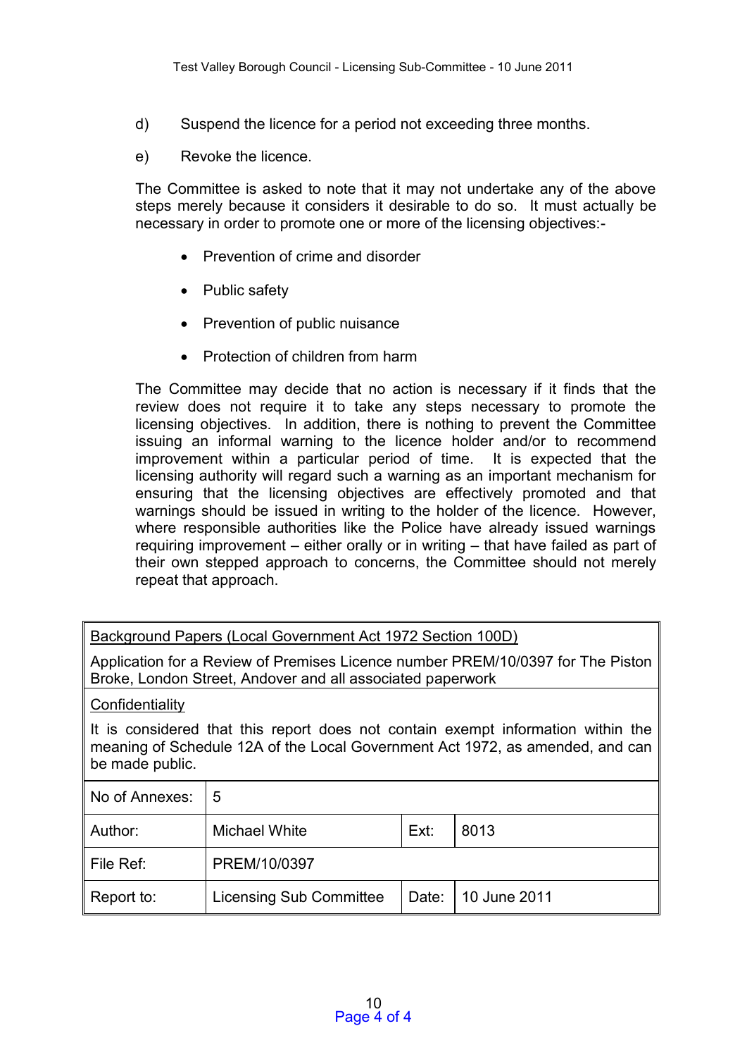d) Suspend the licence for a period not exceeding three months.

e) Revoke the licence.

The Committee is asked to note that it may not undertake any of the above steps merely because it considers it desirable to do so. It must actually be necessary in order to promote one or more of the licensing objectives:-

- Prevention of crime and disorder
- Public safety
- Prevention of public nuisance
- Protection of children from harm

The Committee may decide that no action is necessary if it finds that the review does not require it to take any steps necessary to promote the licensing objectives. In addition, there is nothing to prevent the Committee issuing an informal warning to the licence holder and/or to recommend improvement within a particular period of time. It is expected that the licensing authority will regard such a warning as an important mechanism for ensuring that the licensing objectives are effectively promoted and that warnings should be issued in writing to the holder of the licence. However, where responsible authorities like the Police have already issued warnings requiring improvement – either orally or in writing – that have failed as part of their own stepped approach to concerns, the Committee should not merely repeat that approach.

| | | | |
|---|---|---|---|
| Background Papers (Local Government Act 1972 Section 100D) | | | |
| Application for a Review of Premises Licence number PREM/10/0397 for The Piston Broke, London Street, Andover and all associated paperwork | | | |
| Confidentiality | | | |
| It is considered that this report does not contain exempt information within the meaning of Schedule 12A of the Local Government Act 1972, as amended, and can be made public. | | | |
| No of Annexes: | 5 | | |
| Author: | Michael White | Ext: | 8013 |
| File Ref: | PREM/10/0397 | | |
| Report to: | Licensing Sub Committee | Date: | 10 June 2011 |